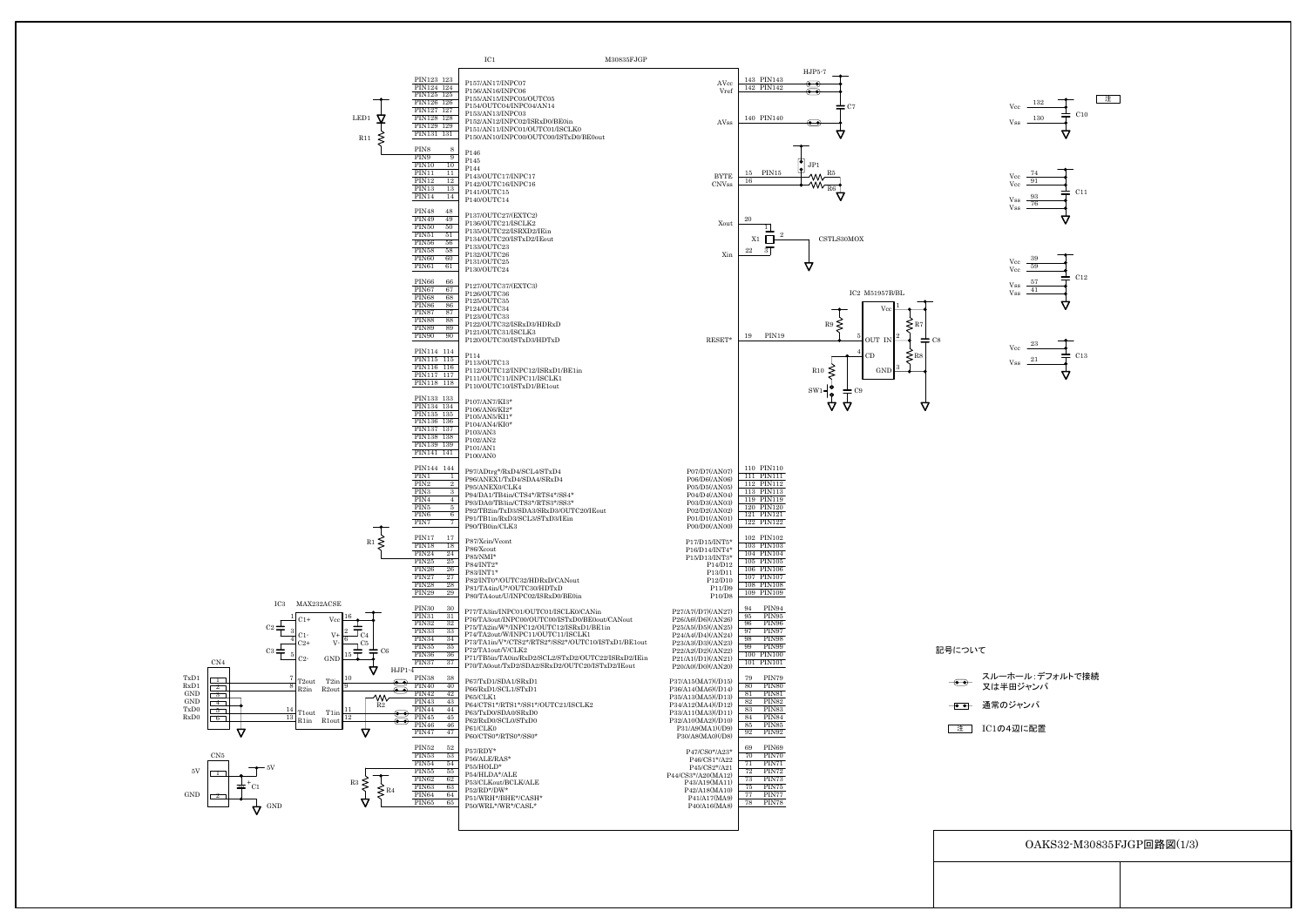# OAKS32-M30835FJGP回路図(1/3)

記号について

- スルーホール:デフォルトで接続又は半田ジャンパ
- 通常のジャンパ
- 注　IC1の4辺に配置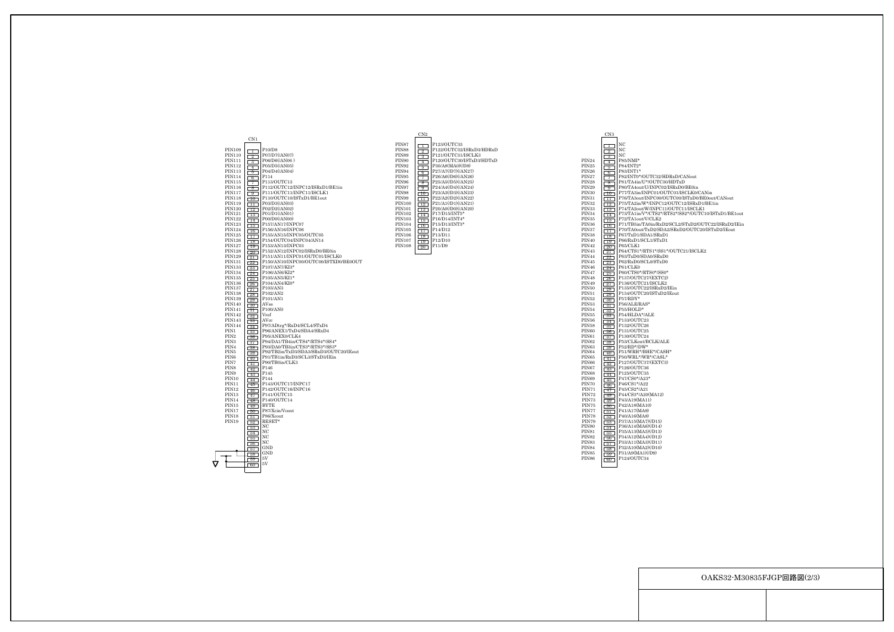# OAKS32-M30835FJGP回路図(2/3)

## CN1

| MCU PIN | CN1 | Signal |
|---|---|---|
| PIN109 | 1 | P10/D8 |
| PIN110 | 2 | P07/D7/(AN07) |
| PIN111 | 3 | P06/D6/(AN06) |
| PIN112 | 4 | P05/D5/(AN05) |
| PIN113 | 5 | P04/D4/(AN04) |
| PIN114 | 6 | P114 |
| PIN115 | 7 | P113/OUTC13 |
| PIN116 | 8 | P112/OUTC12/INPC12/ISRxD1/BE1in |
| PIN117 | 9 | P111/OUTC11/INPC11/ISCLK1 |
| PIN118 | 10 | P110/OUTC10/ISTxD1/BE1out |
| PIN119 | 11 | P03/D3/(AN03) |
| PIN120 | 12 | P02/D2/(AN02) |
| PIN121 | 13 | P01/D1/(AN01) |
| PIN122 | 14 | P00/D0/(AN00) |
| PIN123 | 15 | P157/AN17/INPC07 |
| PIN124 | 16 | P156/AN16/INPC06 |
| PIN125 | 17 | P155/AN15/INPC05/OUTC05 |
| PIN126 | 18 | P154/OUTC04/INPC04/AN14 |
| PIN127 | 19 | P153/AN13/INPC03 |
| PIN128 | 20 | P152/AN12/INPC02/ISRxD0/BE0in |
| PIN129 | 21 | P151/AN11/INPC01/OUTC01/ISCLK0 |
| PIN131 | 22 | P150/AN10/INPC00/OUTC00/ISTXD0/BE0OUT |
| PIN133 | 23 | P107/AN7/KI3* |
| PIN134 | 24 | P106/AN6/KI2* |
| PIN135 | 25 | P105/AN5/KI1* |
| PIN136 | 26 | P104/AN4/KI0* |
| PIN137 | 27 | P103/AN3 |
| PIN138 | 28 | P102/AN2 |
| PIN139 | 29 | P101/AN1 |
| PIN140 | 30 | AVss |
| PIN141 | 31 | P100/AN0 |
| PIN142 | 32 | Vref |
| PIN143 | 33 | AVcc |
| PIN144 | 34 | P97/ADtrg*/RxD4/SCL4/STxD4 |
| PIN1 | 35 | P96/ANEX1/TxD4/SDA4/SRxD4 |
| PIN2 | 36 | P95/ANEX0/CLK4 |
| PIN3 | 37 | P94/DA1/TB4in/CTS4*/RTS4*/SS4* |
| PIN4 | 38 | P93/DA0/TB3in/CTS3*/RTS3*/SS3* |
| PIN5 | 39 | P92/TB2in/TxD3/SDA3/SRxD3/OUTC20/IEout |
| PIN6 | 40 | P91/TB1in/RxD3/SCL3/STxD3/IEin |
| PIN7 | 41 | P90/TB0in/CLK3 |
| PIN8 | 42 | P146 |
| PIN9 | 43 | P145 |
| PIN10 | 44 | P144 |
| PIN11 | 45 | P143/OUTC17/INPC17 |
| PIN12 | 46 | P142/OUTC16/INPC16 |
| PIN13 | 47 | P141/OUTC15 |
| PIN14 | 48 | P140/OUTC14 |
| PIN15 | 49 | BYTE |
| PIN17 | 50 | P87/Xcin/Vcont |
| PIN18 | 51 | P86/Xcout |
| PIN19 | 52 | RESET* |
| | 53 | NC |
| | 54 | NC |
| | 55 | NC |
| | 56 | NC |
| | 57 | GND |
| | 58 | GND |
| | 59 | 5V |
| | 60 | 5V |

## CN2

| MCU PIN | CN2 | Signal |
|---|---|---|
| PIN87 | 1 | P123/OUTC33 |
| PIN88 | 2 | P122/OUTC32/ISRxD3/HDRxD |
| PIN89 | 3 | P121/OUTC31/ISCLK3 |
| PIN90 | 4 | P120/OUTC30/ISTxD3/HDTxD |
| PIN92 | 5 | P30/A8(MA0)(/D8) |
| PIN94 | 6 | P27/A7(/D7)(AN27) |
| PIN95 | 7 | P26/A6(/D6)(AN26) |
| PIN96 | 8 | P25/A5(/D5)(AN25) |
| PIN97 | 9 | P24/A4(/D4)(AN24) |
| PIN98 | 10 | P23/A3(/D3)(AN23) |
| PIN99 | 11 | P22/A2(/D2)(AN22) |
| PIN100 | 12 | P21/A1(/D1)(AN21) |
| PIN101 | 13 | P20/A0(/D0)(AN20) |
| PIN102 | 14 | P17/D15/INT5* |
| PIN103 | 15 | P16/D14/INT4* |
| PIN104 | 16 | P15/D13/INT3* |
| PIN105 | 17 | P14/D12 |
| PIN106 | 18 | P13/D11 |
| PIN107 | 19 | P12/D10 |
| PIN108 | 20 | P11/D9 |

## CN3

| MCU PIN | CN3 | Signal |
|---|---|---|
| | 1 | NC |
| | 2 | NC |
| | 3 | NC |
| PIN24 | 4 | P85/NMI* |
| PIN25 | 5 | P84/INT2* |
| PIN26 | 6 | P83/INT1* |
| PIN27 | 7 | P82/INT0*/OUTC32/HDRxD/CANout |
| PIN28 | 8 | P81/TA4in/U*/OUTC30/HDTxD |
| PIN29 | 9 | P80/TA4out/U/INPC02/ISRxD0/BE0in |
| PIN30 | 10 | P77/TA3in/INPC01/OUTC01/ISCLK0/CANin |
| PIN31 | 11 | P76/TA3out/INPC00/OUTC00/ISTxD0/BE0out/CANout |
| PIN32 | 12 | P75/TA2in/W*/INPC12/OUTC12/ISRxD1/BE1in |
| PIN33 | 13 | P74/TA2out/W/INPC11/OUTC11/ISCLK1 |
| PIN34 | 14 | P73/TA1in/V*/CTS2*/RTS2*/SS2*/OUTC10/ISTxD1/BE1out |
| PIN35 | 15 | P72/TA1out/V/CLK2 |
| PIN36 | 16 | P71/TB5in/TA0in/RxD2/SCL2/STxD2/OUTC22/ISRxD2/IEin |
| PIN37 | 17 | P70/TA0out/TxD2/SDA2/SRxD2/OUTC20/ISTxD2/IEout |
| PIN38 | 18 | P67/TxD1/SDA1/SRxD1 |
| PIN40 | 19 | P66/RxD1/SCL1/STxD1 |
| PIN42 | 20 | P65/CLK1 |
| PIN43 | 21 | P64/CTS1*/RTS1*/SS1*/OUTC21/ISCLK2 |
| PIN44 | 22 | P63/TxD0/SDA0/SRxD0 |
| PIN45 | 23 | P62/RxD0/SCL0/STxD0 |
| PIN46 | 24 | P61/CLK0 |
| PIN47 | 25 | P60/CTS0*/RTS0*/SS0* |
| PIN48 | 26 | P137/OUTC27/(EXTC2) |
| PIN49 | 27 | P136/OUTC21/ISCLK2 |
| PIN50 | 28 | P135/OUTC22/ISRxD2/IEin |
| PIN51 | 29 | P134/OUTC20/ISTxD2/IEout |
| PIN52 | 30 | P57/RDY* |
| PIN53 | 31 | P56/ALE/RAS* |
| PIN54 | 32 | P55/HOLD* |
| PIN55 | 33 | P54/HLDA*/ALE |
| PIN56 | 34 | P133/OUTC23 |
| PIN58 | 35 | P132/OUTC26 |
| PIN60 | 36 | P131/OUTC25 |
| PIN61 | 37 | P130/OUTC24 |
| PIN62 | 38 | P53/CLKout/BCLK/ALE |
| PIN63 | 39 | P52/RD*/DW* |
| PIN64 | 40 | P51/WRH*/BHE*/CASH* |
| PIN65 | 41 | P50/WRL*/WR*/CASL* |
| PIN66 | 42 | P127/OUTC37/(EXTC3) |
| PIN67 | 43 | P126/OUTC36 |
| PIN68 | 44 | P125/OUTC35 |
| PIN69 | 45 | P47/CS0*/A23* |
| PIN70 | 46 | P46/CS1*/A22 |
| PIN71 | 47 | P45/CS2*/A21 |
| PIN72 | 48 | P44/CS3*/A20(MA12) |
| PIN73 | 49 | P43/A19(MA11) |
| PIN75 | 50 | P42/A18(MA10) |
| PIN77 | 51 | P41/A17(MA9) |
| PIN78 | 52 | P40/A16(MA8) |
| PIN79 | 53 | P37/A15(MA7)(/D15) |
| PIN80 | 54 | P36/A14(MA6)(/D14) |
| PIN81 | 55 | P35/A13(MA5)(/D13) |
| PIN82 | 56 | P34/A12(MA4)(/D12) |
| PIN83 | 57 | P33/A11(MA3)(/D11) |
| PIN84 | 58 | P32/A10(MA2)(/D10) |
| PIN85 | 59 | P31/A9(MA1)(/D9) |
| PIN86 | 60 | P124/OUTC34 |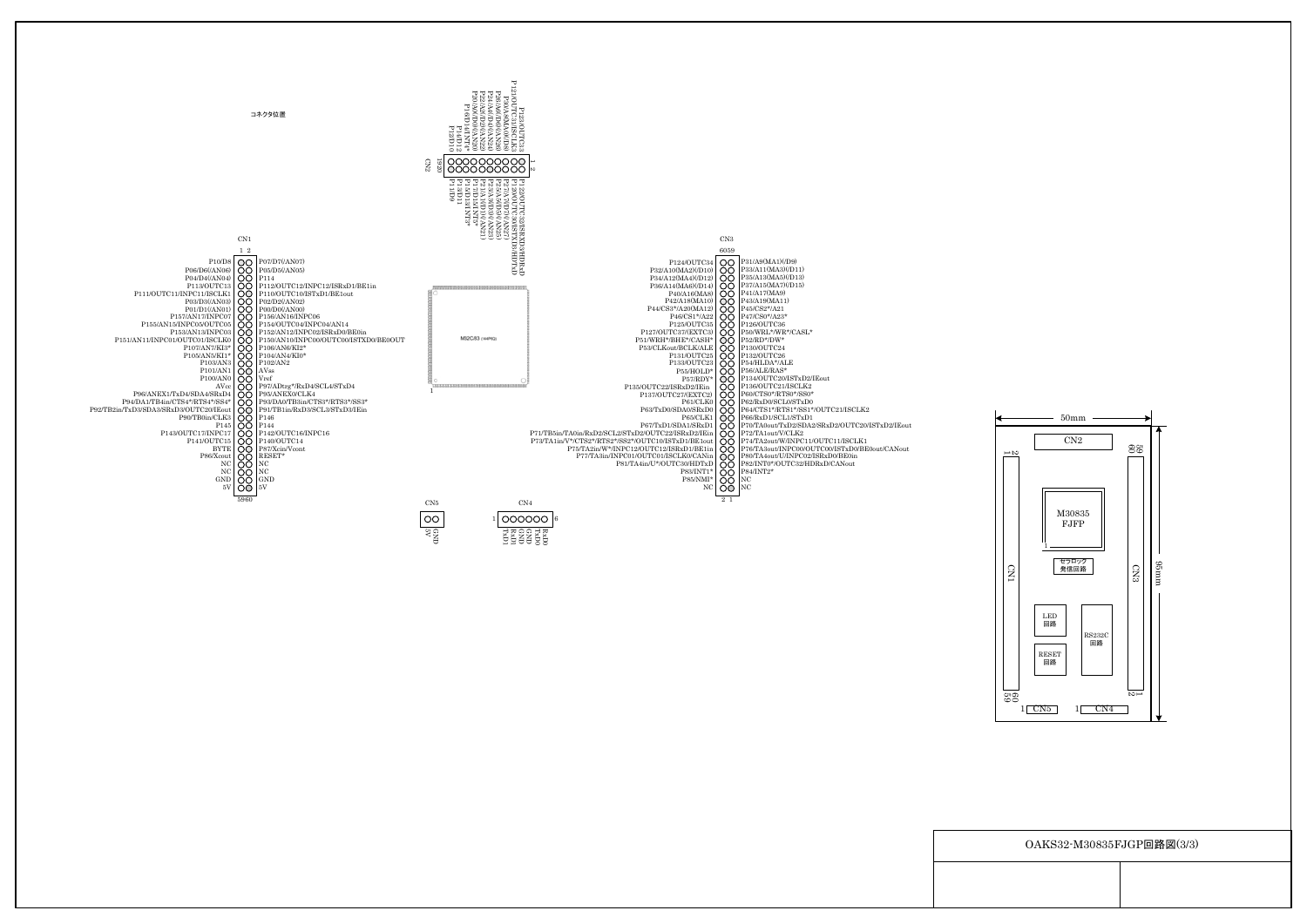# OAKS32-M30835FJGP回路図(3/3)

コネクタ位置

## CN1

| Pin label (odd) | Pin label (even) |
|---|---|
| P10/D8 | P07/D7(AN07) |
| P06/D6(AN06) | P05/D5(AN05) |
| P04/D4(AN04) | P114 |
| P113/OUTC13 | P112/OUTC12/INPC12/ISRxD1/BE1in |
| P111/OUTC11/INPC11/ISCLK1 | P110/OUTC10/ISTxD1/BE1out |
| P03/D3(AN03) | P02/D2(AN02) |
| P01/D1(AN01) | P00/D0(AN00) |
| P157/AN17/INPC07 | P156/AN16/INPC06 |
| P155/AN15/INPC05/OUTC05 | P154/OUTC04/INPC04/AN14 |
| P153/AN13/INPC03 | P152/AN12/INPC02/ISRxD0/BE0in |
| P151/AN11/INPC01/OUTC01/ISCLK0 | P150/AN10/INPC00/OUTC00/ISTXD0/BE0OUT |
| P107/AN7/KI3* | P106/AN6/KI2* |
| P105/AN5/KI1* | P104/AN4/KI0* |
| P103/AN3 | P102/AN2 |
| P101/AN1 | AVss |
| P100/AN0 | Vref |
| AVcc | P97/ADtrg*/RxD4/SCL4/STxD4 |
| P96/ANEX1/TxD4/SDA4/SRxD4 | P95/ANEX0/CLK4 |
| P94/DA1/TB4in/CTS4*/RTS4*/SS4* | P93/DA0/TB3in/CTS3*/RTS3*/SS3* |
| P92/TB2in/TxD3/SDA3/SRxD3/OUTC20/IEout | P91/TB1in/RxD3/SCL3/STxD3/IEin |
| P90/TB0in/CLK3 | P146 |
| P145 | P144 |
| P143/OUTC17/INPC17 | P142/OUTC16/INPC16 |
| P141/OUTC15 | P140/OUTC14 |
| BYTE | P87/Xcin/Vcont |
| P86/Xcout | RESET* |
| NC | NC |
| NC | NC |
| GND | GND |
| 5V | 5V |

## CN2

| Pin label (odd) | Pin label (even) |
|---|---|
| P123/OUTC33 | P122/OUTC32/ISRXD3/HDRxD |
| P121/OUTC31/ISCLK3 | P120/OUTC30/ISTXD3/HDTxD |
| P30/A8(MA0)(/D8) | P27/A7(/D7)(/AN27) |
| P26/A6(/D6)(/AN26) | P25/A5(/D5)(/AN25) |
| P24/A4(/D4)(/AN24) | P23/A3(/D3)(/AN23) |
| P22/A2(/D2)(/AN22) | P21/A1(/D1)(/AN21) |
| P20/A0(/D0)(/AN20) | P17/D15/INT5* |
| P16/D14/INT4* | P15/D13/INT3* |
| P14/D12 | P13/D11 |
| P12/D10 | P11/D9 |

M32C83 (144PIN)

## CN3

| Pin label (even) | Pin label (odd) |
|---|---|
| P124/OUTC34 | P31/A9(MA1)(/D9) |
| P32/A10(MA2)(/D10) | P33/A11(MA3)(/D11) |
| P34/A12(MA4)(/D12) | P35/A13(MA5)(/D13) |
| P36/A14(MA6)(/D14) | P37/A15(MA7)(/D15) |
| P40/A16(MA8) | P41/A17(MA9) |
| P42/A18(MA10) | P43/A19(MA11) |
| P44/CS3*/A20(MA12) | P45/CS2*/A21 |
| P46/CS1*/A22 | P47/CS0*/A23* |
| P125/OUTC35 | P126/OUTC36 |
| P127/OUTC37/(EXTC3) | P50/WRL*/WR*/CASL* |
| P51/WRH*/BHE*/CASH* | P52/RD*/DW* |
| P53/CLKout/BCLK/ALE | P130/OUTC24 |
| P131/OUTC25 | P132/OUTC26 |
| P133/OUTC23 | P54/HLDA*/ALE |
| P55/HOLD* | P56/ALE/RAS* |
| P57/RDY* | P134/OUTC20/ISTxD2/IEout |
| P135/OUTC22/ISRxD2/IEin | P136/OUTC21/ISCLK2 |
| P137/OUTC27/(EXTC2) | P60/CTS0*/RTS0*/SS0* |
| P61/CLK0 | P62/RxD0/SCL0/STxD0 |
| P63/TxD0/SDA0/SRxD0 | P64/CTS1*/RTS1*/SS1*/OUTC21/ISCLK2 |
| P65/CLK1 | P66/RxD1/SCL1/STxD1 |
| P67/TxD1/SDA1/SRxD1 | P70/TA0out/TxD2/SDA2/SRxD2/OUTC20/ISTxD2/IEout |
| P71/TB5in/TA0in/RxD2/SCL2/STxD2/OUTC22/ISRxD2/IEin | P72/TA1out/V/CLK2 |
| P73/TA1in/V*/CTS2*/RTS2*/SS2*/OUTC10/ISTxD1/BE1out | P74/TA2out/W/INPC11/OUTC11/ISCLK1 |
| P75/TA2in/W*/INPC12/OUTC12/ISRxD1/BE1in | P76/TA3out/INPC00/OUTC00/ISTxD0/BE0out/CANout |
| P77/TA3in/INPC01/OUTC01/ISCLK0/CANin | P80/TA4out/U/INPC02/ISRxD0/BE0in |
| P81/TA4in/U*/OUTC30/HDTxD | P82/INT0*/OUTC32/HDRxD/CANout |
| P83/INT1* | P84/INT2* |
| P85/NMI* | NC |
| NC | NC |

## CN5

GND, 5V

## CN4

1: TxD, RxD, GND, GND, TxD0, RxD0 :6

## 基板配置図

50mm × 95mm

CN2, M30835FJFP, セラロック発信回路, CN1, CN3, LED回路, RESET回路, RS232C回路, CN5, CN4